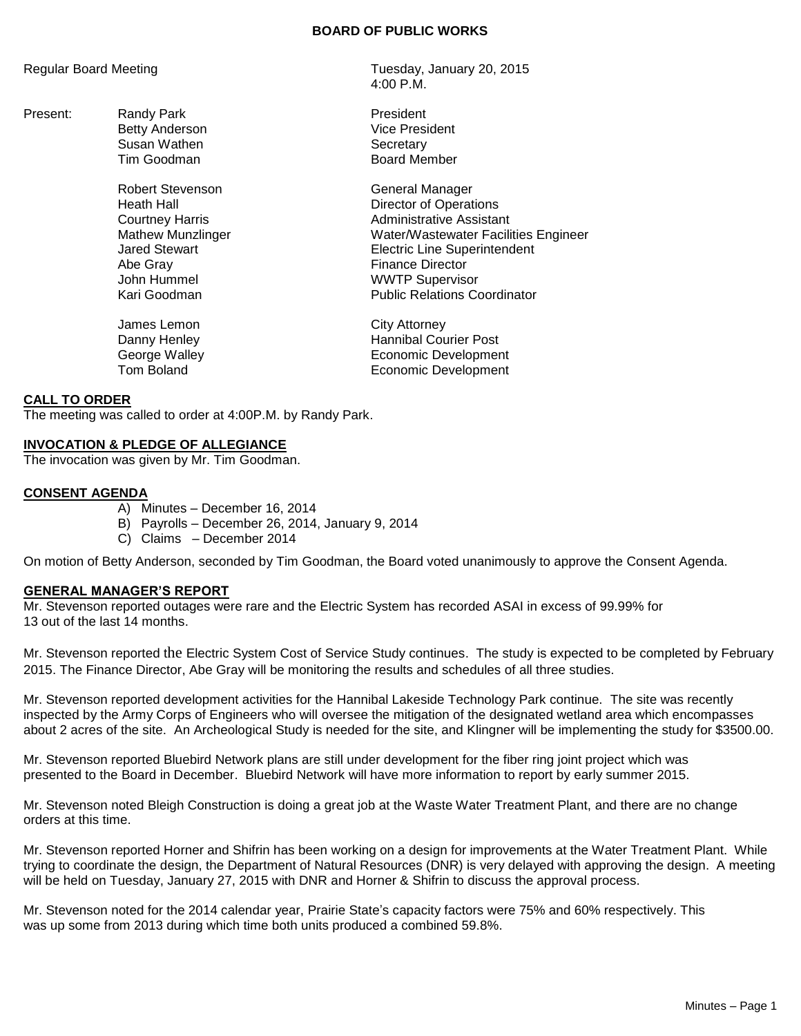# BOARD OF PUBLIC WORKS

Regular Board Meeting — Tuesday, January 20, 2015, 4:00 P.M.

Present:

| Name | Title |
|---|---|
| Randy Park | President |
| Betty Anderson | Vice President |
| Susan Wathen | Secretary |
| Tim Goodman | Board Member |
| Robert Stevenson | General Manager |
| Heath Hall | Director of Operations |
| Courtney Harris | Administrative Assistant |
| Mathew Munzlinger | Water/Wastewater Facilities Engineer |
| Jared Stewart | Electric Line Superintendent |
| Abe Gray | Finance Director |
| John Hummel | WWTP Supervisor |
| Kari Goodman | Public Relations Coordinator |
| James Lemon | City Attorney |
| Danny Henley | Hannibal Courier Post |
| George Walley | Economic Development |
| Tom Boland | Economic Development |

## CALL TO ORDER

The meeting was called to order at 4:00P.M. by Randy Park.

## INVOCATION & PLEDGE OF ALLEGIANCE

The invocation was given by Mr. Tim Goodman.

## CONSENT AGENDA

A) Minutes – December 16, 2014
B) Payrolls – December 26, 2014, January 9, 2014
C) Claims – December 2014

On motion of Betty Anderson, seconded by Tim Goodman, the Board voted unanimously to approve the Consent Agenda.

## GENERAL MANAGER'S REPORT

Mr. Stevenson reported outages were rare and the Electric System has recorded ASAI in excess of 99.99% for 13 out of the last 14 months.

Mr. Stevenson reported the Electric System Cost of Service Study continues. The study is expected to be completed by February 2015. The Finance Director, Abe Gray will be monitoring the results and schedules of all three studies.

Mr. Stevenson reported development activities for the Hannibal Lakeside Technology Park continue. The site was recently inspected by the Army Corps of Engineers who will oversee the mitigation of the designated wetland area which encompasses about 2 acres of the site. An Archeological Study is needed for the site, and Klingner will be implementing the study for $3500.00.

Mr. Stevenson reported Bluebird Network plans are still under development for the fiber ring joint project which was presented to the Board in December. Bluebird Network will have more information to report by early summer 2015.

Mr. Stevenson noted Bleigh Construction is doing a great job at the Waste Water Treatment Plant, and there are no change orders at this time.

Mr. Stevenson reported Horner and Shifrin has been working on a design for improvements at the Water Treatment Plant. While trying to coordinate the design, the Department of Natural Resources (DNR) is very delayed with approving the design. A meeting will be held on Tuesday, January 27, 2015 with DNR and Horner & Shifrin to discuss the approval process.

Mr. Stevenson noted for the 2014 calendar year, Prairie State's capacity factors were 75% and 60% respectively. This was up some from 2013 during which time both units produced a combined 59.8%.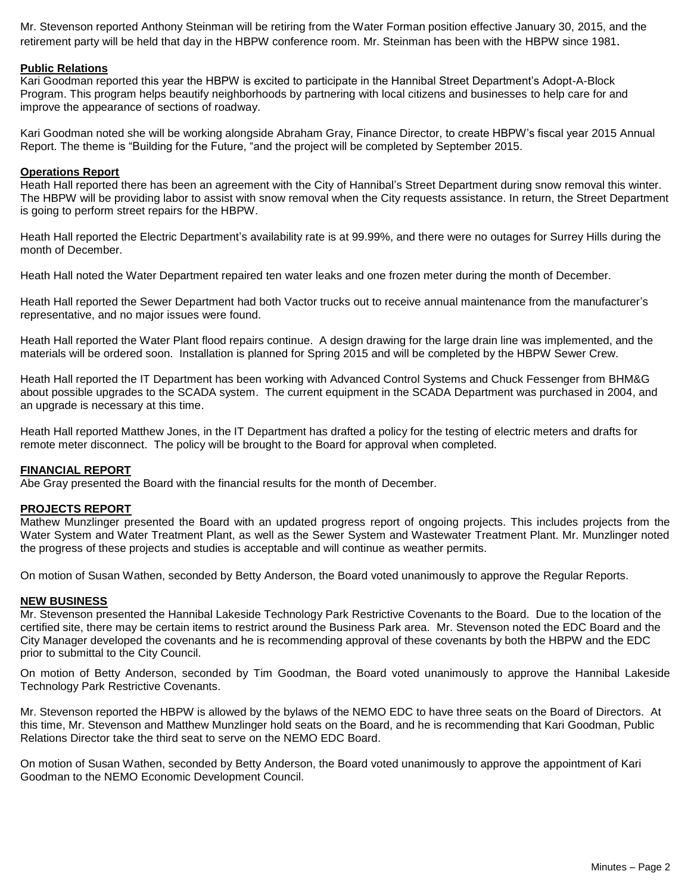Mr. Stevenson reported Anthony Steinman will be retiring from the Water Forman position effective January 30, 2015, and the retirement party will be held that day in the HBPW conference room. Mr. Steinman has been with the HBPW since 1981**.**

**Public Relations**

Kari Goodman reported this year the HBPW is excited to participate in the Hannibal Street Department's Adopt-A-Block Program. This program helps beautify neighborhoods by partnering with local citizens and businesses to help care for and improve the appearance of sections of roadway.

Kari Goodman noted she will be working alongside Abraham Gray, Finance Director, to create HBPW's fiscal year 2015 Annual Report. The theme is "Building for the Future, "and the project will be completed by September 2015.

**Operations Report**

Heath Hall reported there has been an agreement with the City of Hannibal's Street Department during snow removal this winter. The HBPW will be providing labor to assist with snow removal when the City requests assistance. In return, the Street Department is going to perform street repairs for the HBPW.

Heath Hall reported the Electric Department's availability rate is at 99.99%, and there were no outages for Surrey Hills during the month of December.

Heath Hall noted the Water Department repaired ten water leaks and one frozen meter during the month of December.

Heath Hall reported the Sewer Department had both Vactor trucks out to receive annual maintenance from the manufacturer's representative, and no major issues were found.

Heath Hall reported the Water Plant flood repairs continue. A design drawing for the large drain line was implemented, and the materials will be ordered soon. Installation is planned for Spring 2015 and will be completed by the HBPW Sewer Crew.

Heath Hall reported the IT Department has been working with Advanced Control Systems and Chuck Fessenger from BHM&G about possible upgrades to the SCADA system. The current equipment in the SCADA Department was purchased in 2004, and an upgrade is necessary at this time.

Heath Hall reported Matthew Jones, in the IT Department has drafted a policy for the testing of electric meters and drafts for remote meter disconnect. The policy will be brought to the Board for approval when completed.

**FINANCIAL REPORT**

Abe Gray presented the Board with the financial results for the month of December.

**PROJECTS REPORT**

Mathew Munzlinger presented the Board with an updated progress report of ongoing projects. This includes projects from the Water System and Water Treatment Plant, as well as the Sewer System and Wastewater Treatment Plant. Mr. Munzlinger noted the progress of these projects and studies is acceptable and will continue as weather permits.

On motion of Susan Wathen, seconded by Betty Anderson, the Board voted unanimously to approve the Regular Reports.

**NEW BUSINESS**

Mr. Stevenson presented the Hannibal Lakeside Technology Park Restrictive Covenants to the Board. Due to the location of the certified site, there may be certain items to restrict around the Business Park area. Mr. Stevenson noted the EDC Board and the City Manager developed the covenants and he is recommending approval of these covenants by both the HBPW and the EDC prior to submittal to the City Council.

On motion of Betty Anderson, seconded by Tim Goodman, the Board voted unanimously to approve the Hannibal Lakeside Technology Park Restrictive Covenants.

Mr. Stevenson reported the HBPW is allowed by the bylaws of the NEMO EDC to have three seats on the Board of Directors. At this time, Mr. Stevenson and Matthew Munzlinger hold seats on the Board, and he is recommending that Kari Goodman, Public Relations Director take the third seat to serve on the NEMO EDC Board.

On motion of Susan Wathen, seconded by Betty Anderson, the Board voted unanimously to approve the appointment of Kari Goodman to the NEMO Economic Development Council.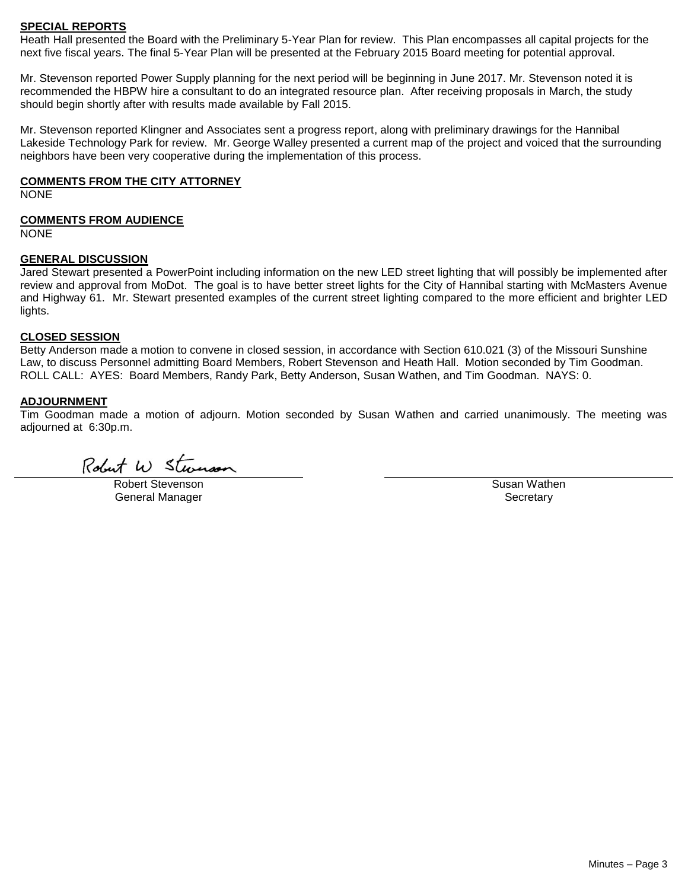**SPECIAL REPORTS**

Heath Hall presented the Board with the Preliminary 5-Year Plan for review. This Plan encompasses all capital projects for the next five fiscal years. The final 5-Year Plan will be presented at the February 2015 Board meeting for potential approval.

Mr. Stevenson reported Power Supply planning for the next period will be beginning in June 2017. Mr. Stevenson noted it is recommended the HBPW hire a consultant to do an integrated resource plan. After receiving proposals in March, the study should begin shortly after with results made available by Fall 2015.

Mr. Stevenson reported Klingner and Associates sent a progress report, along with preliminary drawings for the Hannibal Lakeside Technology Park for review. Mr. George Walley presented a current map of the project and voiced that the surrounding neighbors have been very cooperative during the implementation of this process.

**COMMENTS FROM THE CITY ATTORNEY**

NONE

**COMMENTS FROM AUDIENCE**

NONE

**GENERAL DISCUSSION**

Jared Stewart presented a PowerPoint including information on the new LED street lighting that will possibly be implemented after review and approval from MoDot. The goal is to have better street lights for the City of Hannibal starting with McMasters Avenue and Highway 61. Mr. Stewart presented examples of the current street lighting compared to the more efficient and brighter LED lights.

**CLOSED SESSION**

Betty Anderson made a motion to convene in closed session, in accordance with Section 610.021 (3) of the Missouri Sunshine Law, to discuss Personnel admitting Board Members, Robert Stevenson and Heath Hall. Motion seconded by Tim Goodman. ROLL CALL: AYES: Board Members, Randy Park, Betty Anderson, Susan Wathen, and Tim Goodman. NAYS: 0.

**ADJOURNMENT**

Tim Goodman made a motion of adjourn. Motion seconded by Susan Wathen and carried unanimously. The meeting was adjourned at 6:30p.m.

Robert W Stevenson

Robert Stevenson
General Manager

Susan Wathen
Secretary